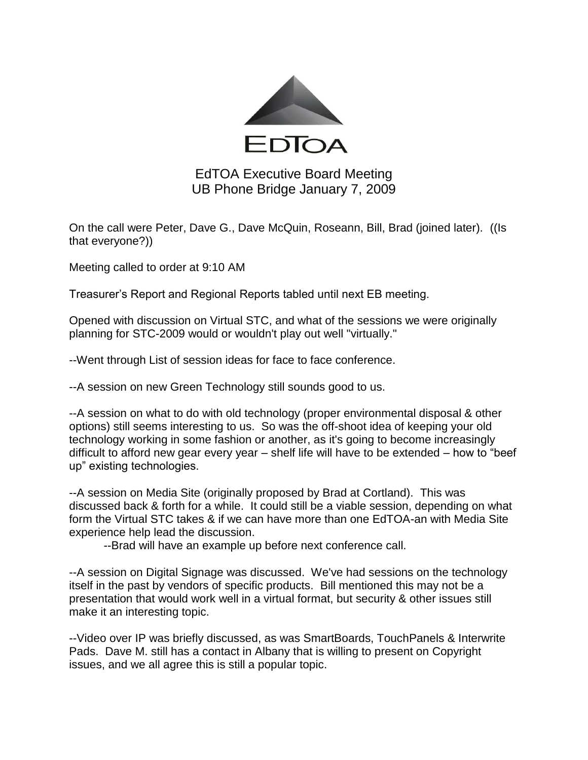EDTOA

# EdTOA Executive Board Meeting
## UB Phone Bridge January 7, 2009

On the call were Peter, Dave G., Dave McQuin, Roseann, Bill, Brad (joined later). ((Is that everyone?))

Meeting called to order at 9:10 AM

Treasurer's Report and Regional Reports tabled until next EB meeting.

Opened with discussion on Virtual STC, and what of the sessions we were originally planning for STC-2009 would or wouldn't play out well "virtually."

--Went through List of session ideas for face to face conference.

--A session on new Green Technology still sounds good to us.

--A session on what to do with old technology (proper environmental disposal & other options) still seems interesting to us. So was the off-shoot idea of keeping your old technology working in some fashion or another, as it's going to become increasingly difficult to afford new gear every year – shelf life will have to be extended – how to "beef up" existing technologies.

--A session on Media Site (originally proposed by Brad at Cortland). This was discussed back & forth for a while. It could still be a viable session, depending on what form the Virtual STC takes & if we can have more than one EdTOA-an with Media Site experience help lead the discussion.

--Brad will have an example up before next conference call.

--A session on Digital Signage was discussed. We've had sessions on the technology itself in the past by vendors of specific products. Bill mentioned this may not be a presentation that would work well in a virtual format, but security & other issues still make it an interesting topic.

--Video over IP was briefly discussed, as was SmartBoards, TouchPanels & Interwrite Pads. Dave M. still has a contact in Albany that is willing to present on Copyright issues, and we all agree this is still a popular topic.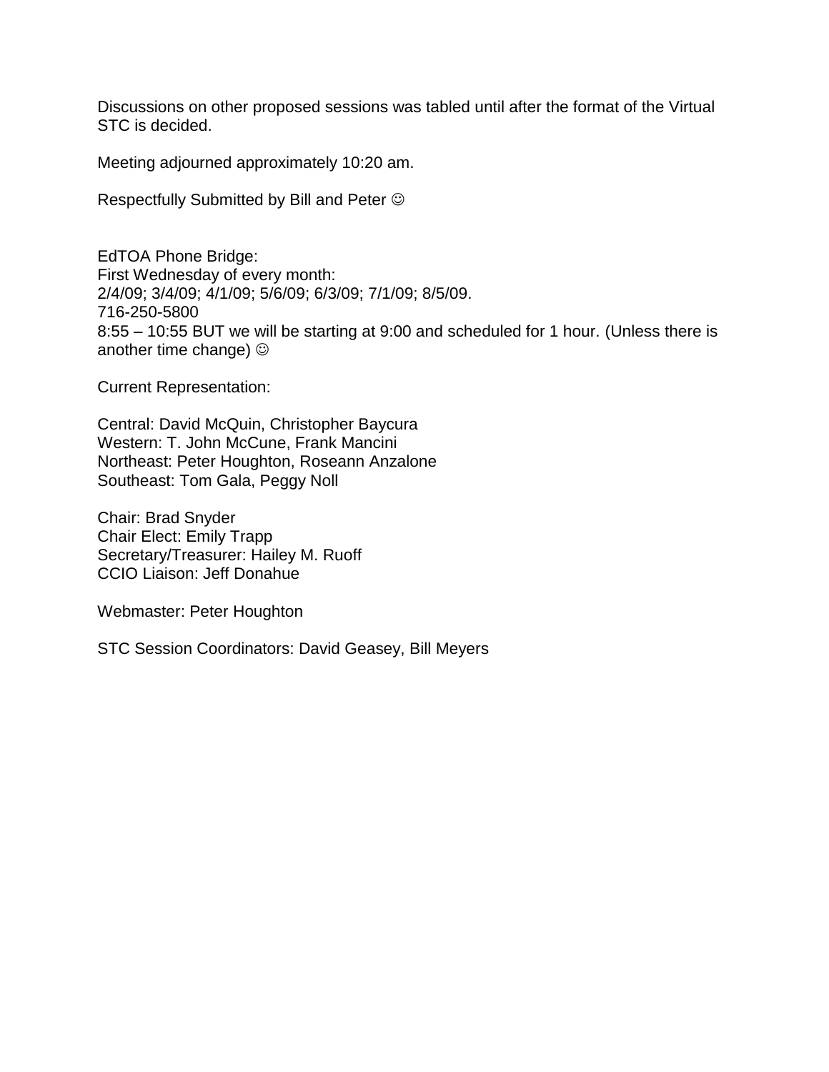Discussions on other proposed sessions was tabled until after the format of the Virtual STC is decided.

Meeting adjourned approximately 10:20 am.

Respectfully Submitted by Bill and Peter ☺

EdTOA Phone Bridge:
First Wednesday of every month:
2/4/09; 3/4/09; 4/1/09; 5/6/09; 6/3/09; 7/1/09; 8/5/09.
716-250-5800
8:55 – 10:55 BUT we will be starting at 9:00 and scheduled for 1 hour. (Unless there is another time change) ☺

Current Representation:

Central: David McQuin, Christopher Baycura
Western: T. John McCune, Frank Mancini
Northeast: Peter Houghton, Roseann Anzalone
Southeast: Tom Gala, Peggy Noll

Chair: Brad Snyder
Chair Elect: Emily Trapp
Secretary/Treasurer: Hailey M. Ruoff
CCIO Liaison: Jeff Donahue

Webmaster: Peter Houghton

STC Session Coordinators: David Geasey, Bill Meyers